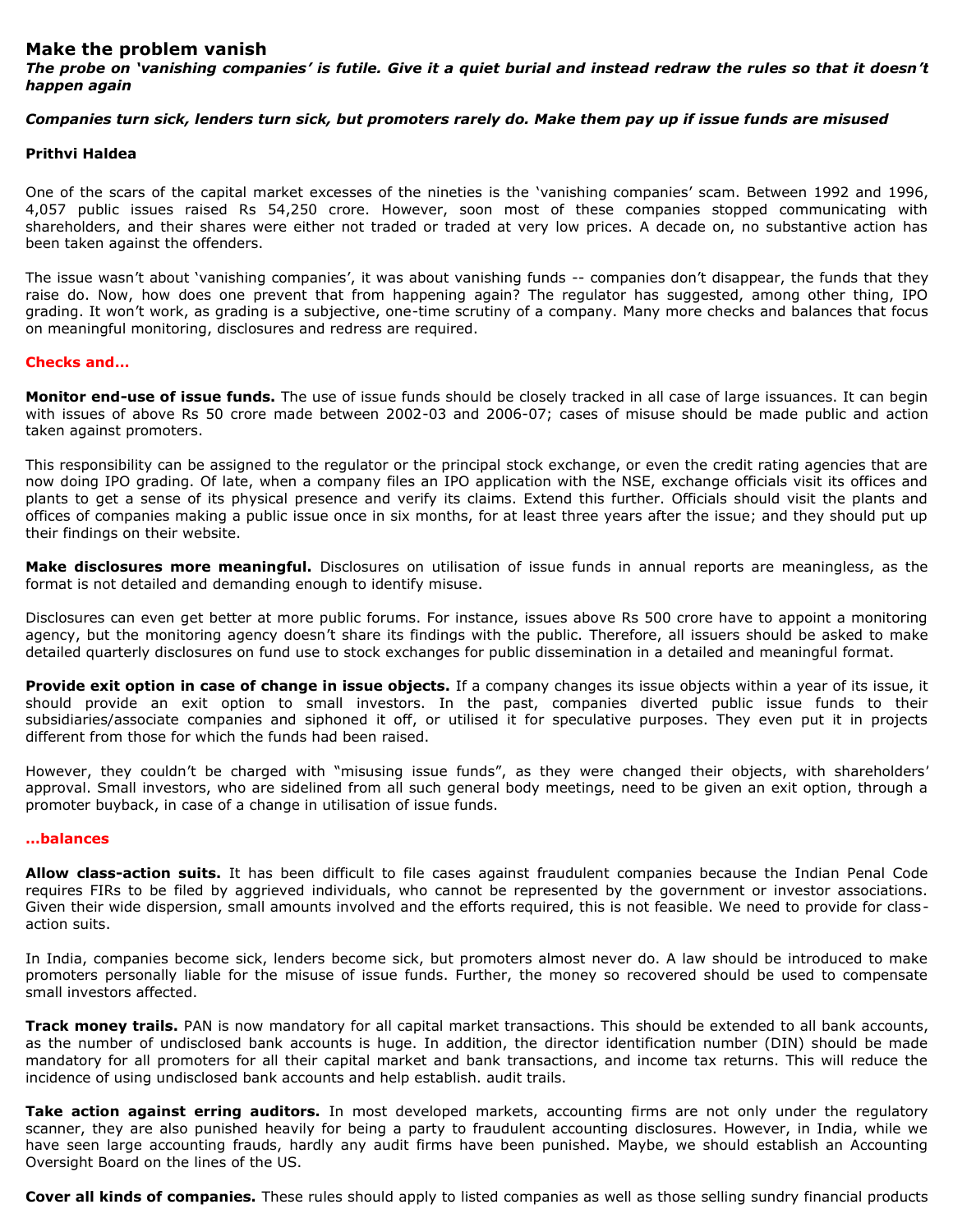# Make the problem vanish

***The probe on 'vanishing companies' is futile. Give it a quiet burial and instead redraw the rules so that it doesn't happen again***

***Companies turn sick, lenders turn sick, but promoters rarely do. Make them pay up if issue funds are misused***

**Prithvi Haldea**

One of the scars of the capital market excesses of the nineties is the 'vanishing companies' scam. Between 1992 and 1996, 4,057 public issues raised Rs 54,250 crore. However, soon most of these companies stopped communicating with shareholders, and their shares were either not traded or traded at very low prices. A decade on, no substantive action has been taken against the offenders.

The issue wasn't about 'vanishing companies', it was about vanishing funds -- companies don't disappear, the funds that they raise do. Now, how does one prevent that from happening again? The regulator has suggested, among other thing, IPO grading. It won't work, as grading is a subjective, one-time scrutiny of a company. Many more checks and balances that focus on meaningful monitoring, disclosures and redress are required.

## Checks and…

**Monitor end-use of issue funds.** The use of issue funds should be closely tracked in all case of large issuances. It can begin with issues of above Rs 50 crore made between 2002-03 and 2006-07; cases of misuse should be made public and action taken against promoters.

This responsibility can be assigned to the regulator or the principal stock exchange, or even the credit rating agencies that are now doing IPO grading. Of late, when a company files an IPO application with the NSE, exchange officials visit its offices and plants to get a sense of its physical presence and verify its claims. Extend this further. Officials should visit the plants and offices of companies making a public issue once in six months, for at least three years after the issue; and they should put up their findings on their website.

**Make disclosures more meaningful.** Disclosures on utilisation of issue funds in annual reports are meaningless, as the format is not detailed and demanding enough to identify misuse.

Disclosures can even get better at more public forums. For instance, issues above Rs 500 crore have to appoint a monitoring agency, but the monitoring agency doesn't share its findings with the public. Therefore, all issuers should be asked to make detailed quarterly disclosures on fund use to stock exchanges for public dissemination in a detailed and meaningful format.

**Provide exit option in case of change in issue objects.** If a company changes its issue objects within a year of its issue, it should provide an exit option to small investors. In the past, companies diverted public issue funds to their subsidiaries/associate companies and siphoned it off, or utilised it for speculative purposes. They even put it in projects different from those for which the funds had been raised.

However, they couldn't be charged with "misusing issue funds", as they were changed their objects, with shareholders' approval. Small investors, who are sidelined from all such general body meetings, need to be given an exit option, through a promoter buyback, in case of a change in utilisation of issue funds.

## …balances

**Allow class-action suits.** It has been difficult to file cases against fraudulent companies because the Indian Penal Code requires FIRs to be filed by aggrieved individuals, who cannot be represented by the government or investor associations. Given their wide dispersion, small amounts involved and the efforts required, this is not feasible. We need to provide for class-action suits.

In India, companies become sick, lenders become sick, but promoters almost never do. A law should be introduced to make promoters personally liable for the misuse of issue funds. Further, the money so recovered should be used to compensate small investors affected.

**Track money trails.** PAN is now mandatory for all capital market transactions. This should be extended to all bank accounts, as the number of undisclosed bank accounts is huge. In addition, the director identification number (DIN) should be made mandatory for all promoters for all their capital market and bank transactions, and income tax returns. This will reduce the incidence of using undisclosed bank accounts and help establish. audit trails.

**Take action against erring auditors.** In most developed markets, accounting firms are not only under the regulatory scanner, they are also punished heavily for being a party to fraudulent accounting disclosures. However, in India, while we have seen large accounting frauds, hardly any audit firms have been punished. Maybe, we should establish an Accounting Oversight Board on the lines of the US.

**Cover all kinds of companies.** These rules should apply to listed companies as well as those selling sundry financial products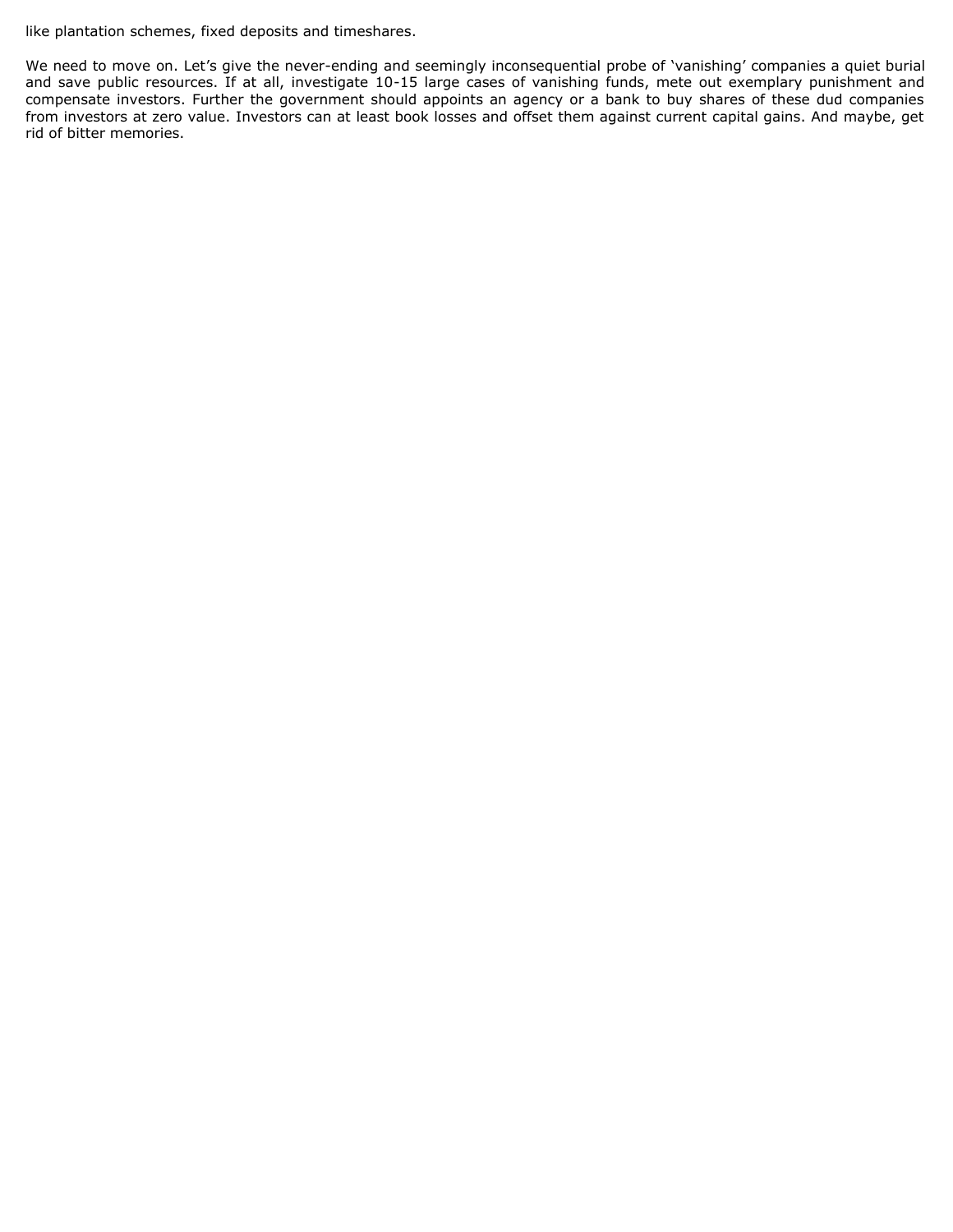like plantation schemes, fixed deposits and timeshares.

We need to move on. Let’s give the never-ending and seemingly inconsequential probe of ‘vanishing’ companies a quiet burial and save public resources. If at all, investigate 10-15 large cases of vanishing funds, mete out exemplary punishment and compensate investors. Further the government should appoints an agency or a bank to buy shares of these dud companies from investors at zero value. Investors can at least book losses and offset them against current capital gains. And maybe, get rid of bitter memories.